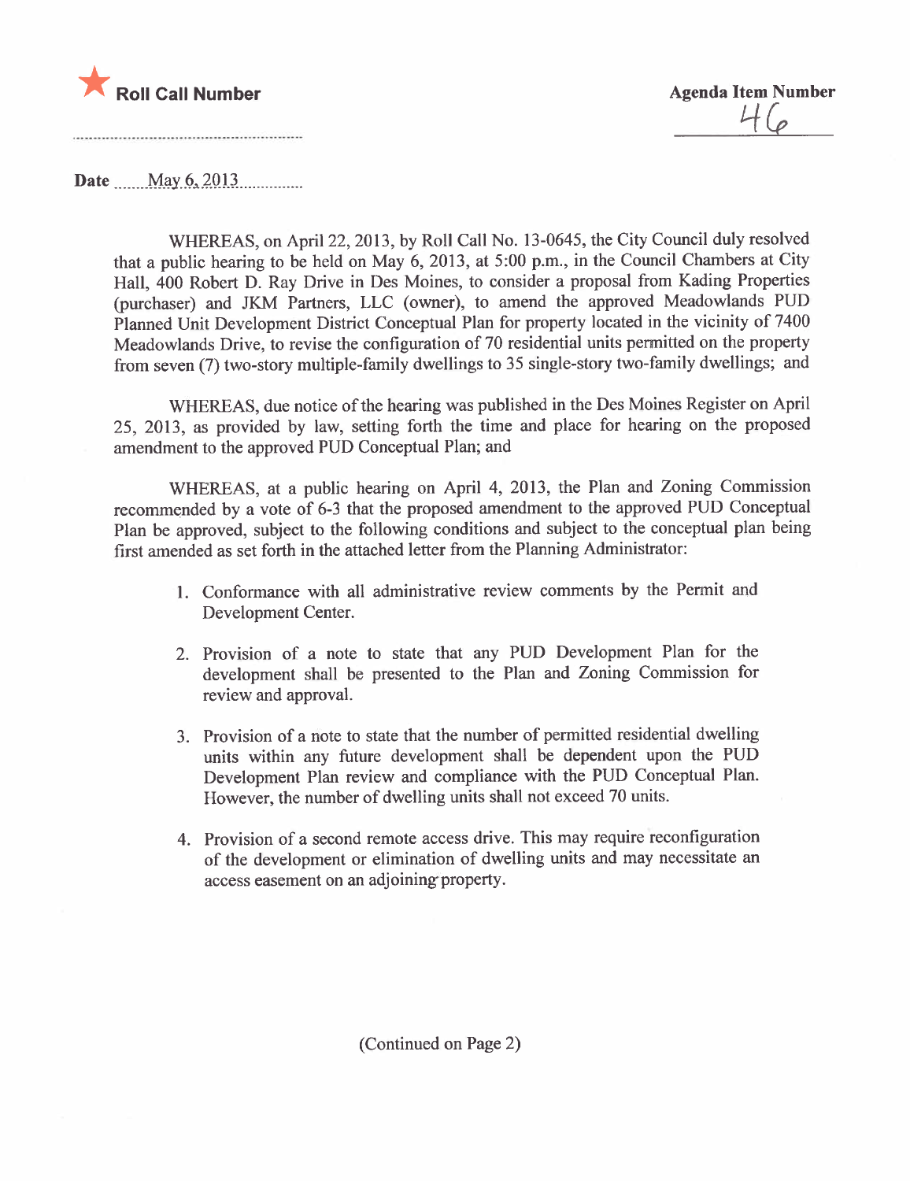★ **Roll Call Number**

**Agenda Item Number**
46

**Date** May 6, 2013

WHEREAS, on April 22, 2013, by Roll Call No. 13-0645, the City Council duly resolved that a public hearing to be held on May 6, 2013, at 5:00 p.m., in the Council Chambers at City Hall, 400 Robert D. Ray Drive in Des Moines, to consider a proposal from Kading Properties (purchaser) and JKM Partners, LLC (owner), to amend the approved Meadowlands PUD Planned Unit Development District Conceptual Plan for property located in the vicinity of 7400 Meadowlands Drive, to revise the configuration of 70 residential units permitted on the property from seven (7) two-story multiple-family dwellings to 35 single-story two-family dwellings; and

WHEREAS, due notice of the hearing was published in the Des Moines Register on April 25, 2013, as provided by law, setting forth the time and place for hearing on the proposed amendment to the approved PUD Conceptual Plan; and

WHEREAS, at a public hearing on April 4, 2013, the Plan and Zoning Commission recommended by a vote of 6-3 that the proposed amendment to the approved PUD Conceptual Plan be approved, subject to the following conditions and subject to the conceptual plan being first amended as set forth in the attached letter from the Planning Administrator:

1. Conformance with all administrative review comments by the Permit and Development Center.

2. Provision of a note to state that any PUD Development Plan for the development shall be presented to the Plan and Zoning Commission for review and approval.

3. Provision of a note to state that the number of permitted residential dwelling units within any future development shall be dependent upon the PUD Development Plan review and compliance with the PUD Conceptual Plan. However, the number of dwelling units shall not exceed 70 units.

4. Provision of a second remote access drive. This may require reconfiguration of the development or elimination of dwelling units and may necessitate an access easement on an adjoining property.

(Continued on Page 2)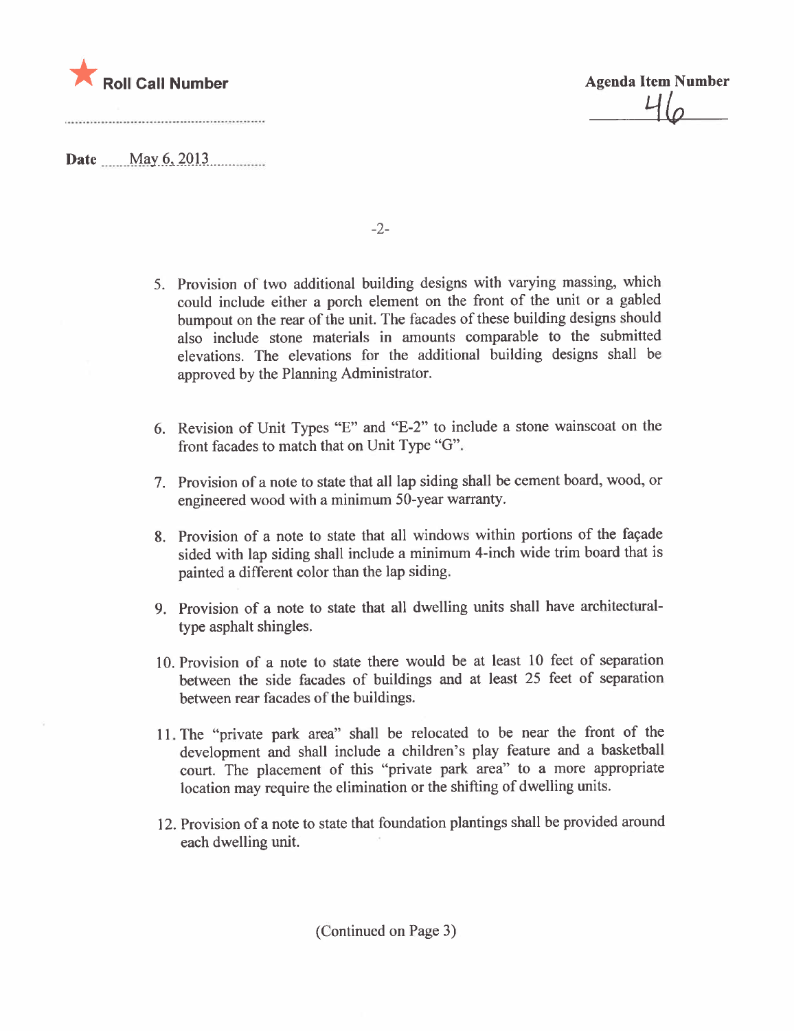**Roll Call Number**

**Agenda Item Number** 46

**Date** May 6, 2013

5. Provision of two additional building designs with varying massing, which could include either a porch element on the front of the unit or a gabled bumpout on the rear of the unit. The facades of these building designs should also include stone materials in amounts comparable to the submitted elevations. The elevations for the additional building designs shall be approved by the Planning Administrator.

6. Revision of Unit Types "E" and "E-2" to include a stone wainscoat on the front facades to match that on Unit Type "G".

7. Provision of a note to state that all lap siding shall be cement board, wood, or engineered wood with a minimum 50-year warranty.

8. Provision of a note to state that all windows within portions of the façade sided with lap siding shall include a minimum 4-inch wide trim board that is painted a different color than the lap siding.

9. Provision of a note to state that all dwelling units shall have architectural-type asphalt shingles.

10. Provision of a note to state there would be at least 10 feet of separation between the side facades of buildings and at least 25 feet of separation between rear facades of the buildings.

11. The "private park area" shall be relocated to be near the front of the development and shall include a children's play feature and a basketball court. The placement of this "private park area" to a more appropriate location may require the elimination or the shifting of dwelling units.

12. Provision of a note to state that foundation plantings shall be provided around each dwelling unit.

(Continued on Page 3)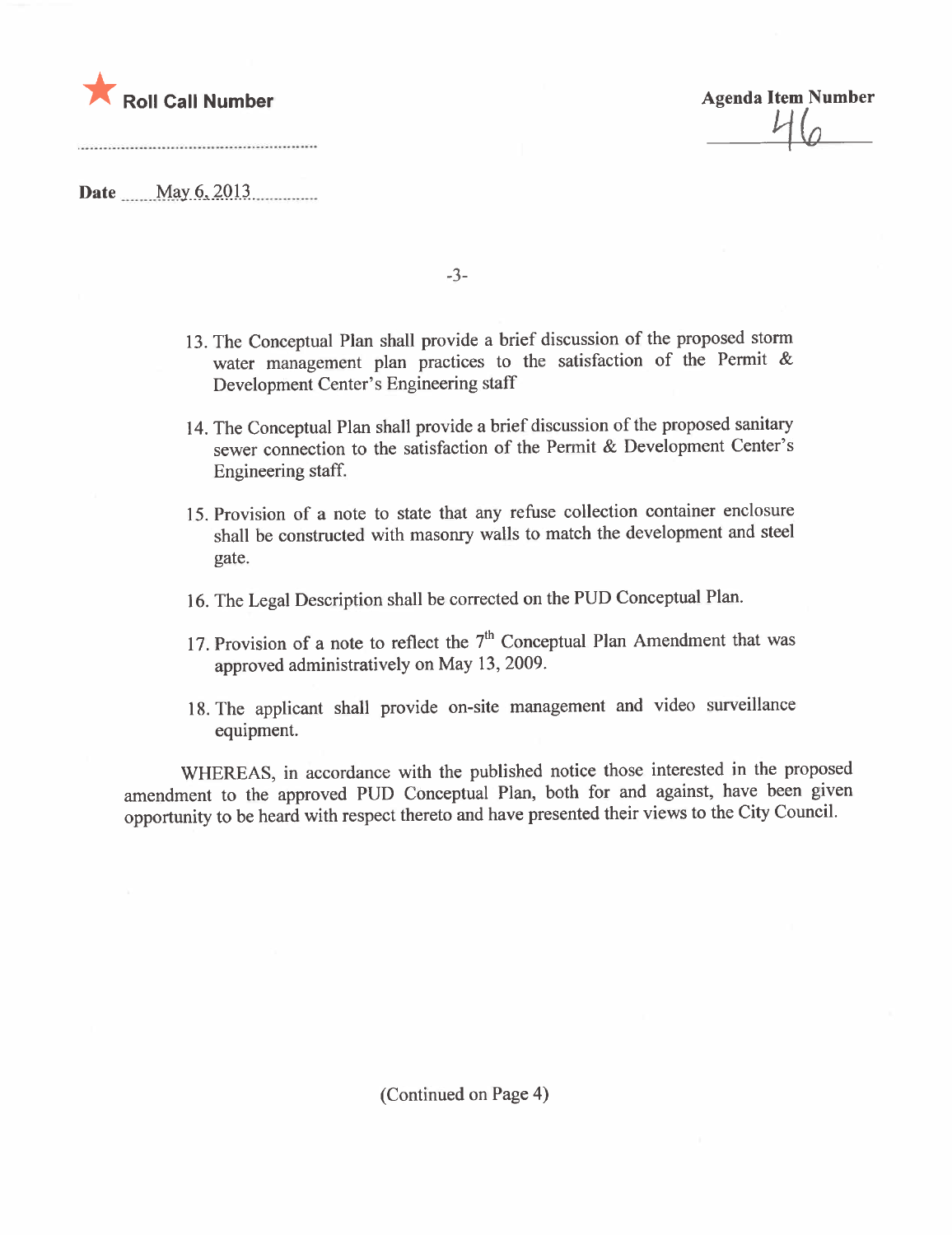★ Roll Call Number

Agenda Item Number 46

Date May 6, 2013

13. The Conceptual Plan shall provide a brief discussion of the proposed storm water management plan practices to the satisfaction of the Permit & Development Center's Engineering staff

14. The Conceptual Plan shall provide a brief discussion of the proposed sanitary sewer connection to the satisfaction of the Permit & Development Center's Engineering staff.

15. Provision of a note to state that any refuse collection container enclosure shall be constructed with masonry walls to match the development and steel gate.

16. The Legal Description shall be corrected on the PUD Conceptual Plan.

17. Provision of a note to reflect the 7th Conceptual Plan Amendment that was approved administratively on May 13, 2009.

18. The applicant shall provide on-site management and video surveillance equipment.

WHEREAS, in accordance with the published notice those interested in the proposed amendment to the approved PUD Conceptual Plan, both for and against, have been given opportunity to be heard with respect thereto and have presented their views to the City Council.

(Continued on Page 4)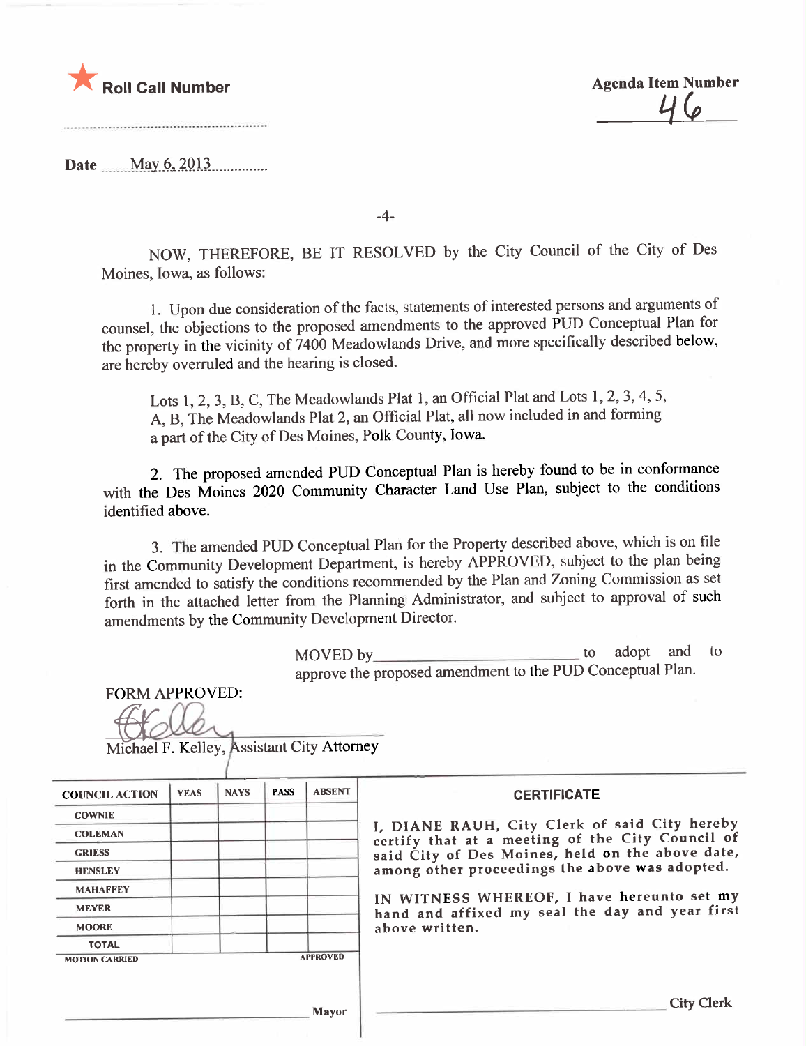★ **Roll Call Number**

**Agenda Item Number**
46

**Date** May 6, 2013

NOW, THEREFORE, BE IT RESOLVED by the City Council of the City of Des Moines, Iowa, as follows:

1. Upon due consideration of the facts, statements of interested persons and arguments of counsel, the objections to the proposed amendments to the approved PUD Conceptual Plan for the property in the vicinity of 7400 Meadowlands Drive, and more specifically described below, are hereby overruled and the hearing is closed.

   Lots 1, 2, 3, B, C, The Meadowlands Plat 1, an Official Plat and Lots 1, 2, 3, 4, 5, A, B, The Meadowlands Plat 2, an Official Plat, all now included in and forming a part of the City of Des Moines, Polk County, Iowa.

2. The proposed amended PUD Conceptual Plan is hereby found to be in conformance with the Des Moines 2020 Community Character Land Use Plan, subject to the conditions identified above.

3. The amended PUD Conceptual Plan for the Property described above, which is on file in the Community Development Department, is hereby APPROVED, subject to the plan being first amended to satisfy the conditions recommended by the Plan and Zoning Commission as set forth in the attached letter from the Planning Administrator, and subject to approval of such amendments by the Community Development Director.

MOVED by\_\_\_\_\_\_\_\_\_\_\_\_\_\_\_\_\_\_\_\_\_\_\_\_\_\_ to adopt and to approve the proposed amendment to the PUD Conceptual Plan.

FORM APPROVED:

Michael F. Kelley, Assistant City Attorney

| COUNCIL ACTION | YEAS | NAYS | PASS | ABSENT |
|---|---|---|---|---|
| COWNIE | | | | |
| COLEMAN | | | | |
| GRIESS | | | | |
| HENSLEY | | | | |
| MAHAFFEY | | | | |
| MEYER | | | | |
| MOORE | | | | |
| TOTAL | | | | |

MOTION CARRIED APPROVED

\_\_\_\_\_\_\_\_\_\_\_\_\_\_\_\_\_\_\_\_\_\_\_\_\_\_ Mayor

**CERTIFICATE**

I, DIANE RAUH, City Clerk of said City hereby certify that at a meeting of the City Council of said City of Des Moines, held on the above date, among other proceedings the above was adopted.

IN WITNESS WHEREOF, I have hereunto set my hand and affixed my seal the day and year first above written.

\_\_\_\_\_\_\_\_\_\_\_\_\_\_\_\_\_\_\_\_\_\_\_\_\_\_ City Clerk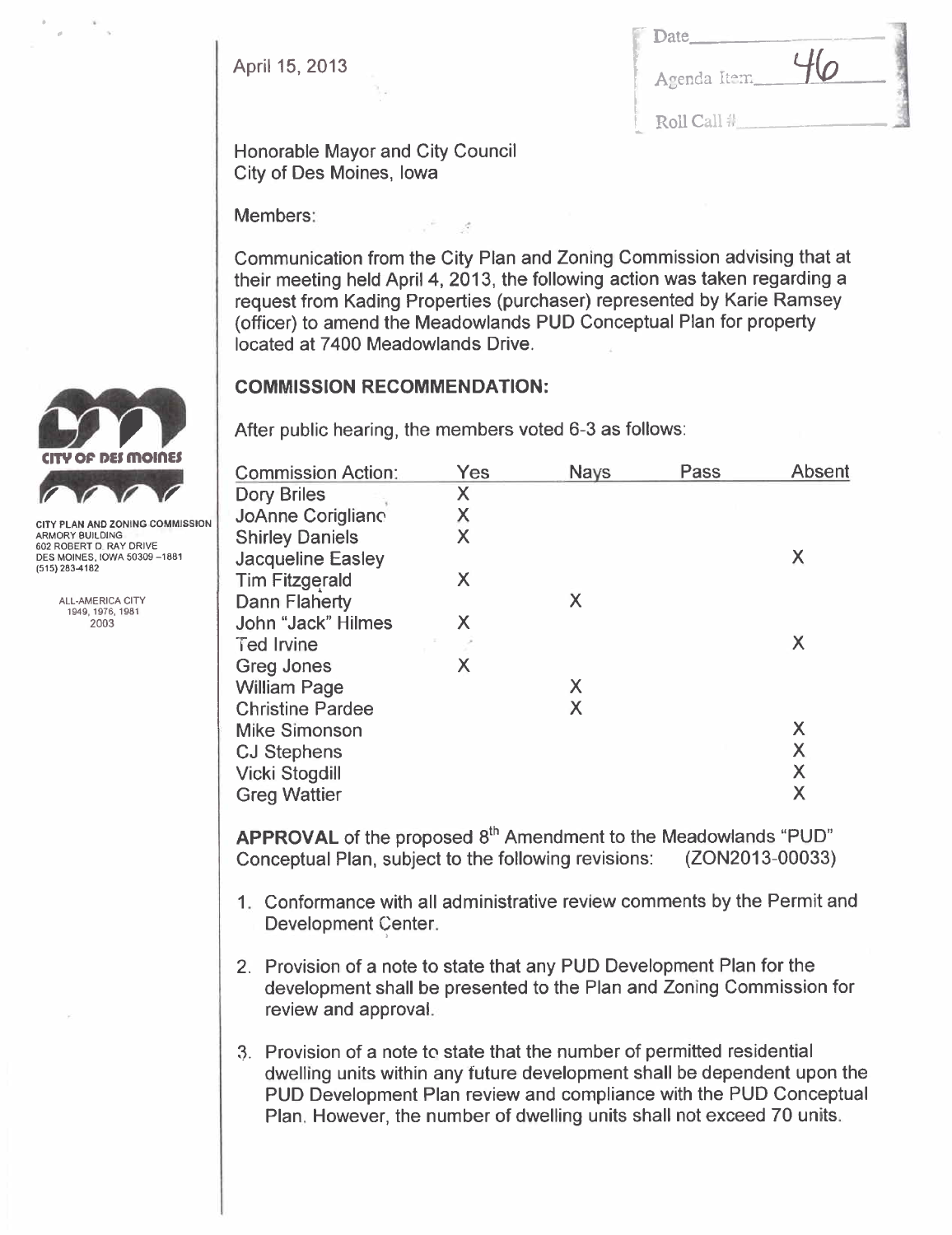April 15, 2013

| Date | |
|---|---|
| Agenda Item | 46 |
| Roll Call # | |

CITY OF DES MOINES

CITY PLAN AND ZONING COMMISSION
ARMORY BUILDING
602 ROBERT D. RAY DRIVE
DES MOINES, IOWA 50309 –1881
(515) 283-4182

ALL-AMERICA CITY
1949, 1976, 1981
2003

Honorable Mayor and City Council
City of Des Moines, Iowa

Members:

Communication from the City Plan and Zoning Commission advising that at their meeting held April 4, 2013, the following action was taken regarding a request from Kading Properties (purchaser) represented by Karie Ramsey (officer) to amend the Meadowlands PUD Conceptual Plan for property located at 7400 Meadowlands Drive.

**COMMISSION RECOMMENDATION:**

After public hearing, the members voted 6-3 as follows:

| Commission Action: | Yes | Nays | Pass | Absent |
|---|---|---|---|---|
| Dory Briles | X | | | |
| JoAnne Corigliano | X | | | |
| Shirley Daniels | X | | | |
| Jacqueline Easley | | | | X |
| Tim Fitzgerald | X | | | |
| Dann Flaherty | | X | | |
| John "Jack" Hilmes | X | | | |
| Ted Irvine | | | | X |
| Greg Jones | X | | | |
| William Page | | X | | |
| Christine Pardee | | X | | |
| Mike Simonson | | | | X |
| CJ Stephens | | | | X |
| Vicki Stogdill | | | | X |
| Greg Wattier | | | | X |

**APPROVAL** of the proposed 8th Amendment to the Meadowlands "PUD" Conceptual Plan, subject to the following revisions: (ZON2013-00033)

1. Conformance with all administrative review comments by the Permit and Development Center.
2. Provision of a note to state that any PUD Development Plan for the development shall be presented to the Plan and Zoning Commission for review and approval.
3. Provision of a note to state that the number of permitted residential dwelling units within any future development shall be dependent upon the PUD Development Plan review and compliance with the PUD Conceptual Plan. However, the number of dwelling units shall not exceed 70 units.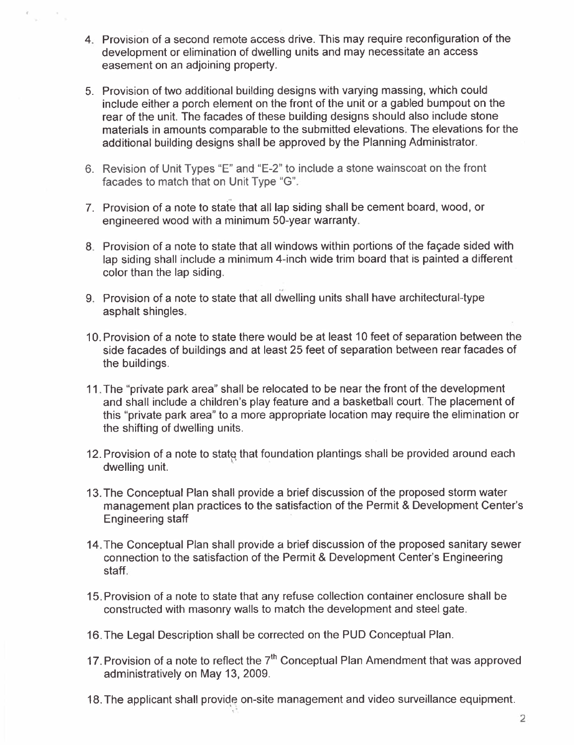4. Provision of a second remote access drive. This may require reconfiguration of the development or elimination of dwelling units and may necessitate an access easement on an adjoining property.

5. Provision of two additional building designs with varying massing, which could include either a porch element on the front of the unit or a gabled bumpout on the rear of the unit. The facades of these building designs should also include stone materials in amounts comparable to the submitted elevations. The elevations for the additional building designs shall be approved by the Planning Administrator.

6. Revision of Unit Types "E" and "E-2" to include a stone wainscoat on the front facades to match that on Unit Type "G".

7. Provision of a note to state that all lap siding shall be cement board, wood, or engineered wood with a minimum 50-year warranty.

8. Provision of a note to state that all windows within portions of the façade sided with lap siding shall include a minimum 4-inch wide trim board that is painted a different color than the lap siding.

9. Provision of a note to state that all dwelling units shall have architectural-type asphalt shingles.

10. Provision of a note to state there would be at least 10 feet of separation between the side facades of buildings and at least 25 feet of separation between rear facades of the buildings.

11. The "private park area" shall be relocated to be near the front of the development and shall include a children's play feature and a basketball court. The placement of this "private park area" to a more appropriate location may require the elimination or the shifting of dwelling units.

12. Provision of a note to state that foundation plantings shall be provided around each dwelling unit.

13. The Conceptual Plan shall provide a brief discussion of the proposed storm water management plan practices to the satisfaction of the Permit & Development Center's Engineering staff

14. The Conceptual Plan shall provide a brief discussion of the proposed sanitary sewer connection to the satisfaction of the Permit & Development Center's Engineering staff.

15. Provision of a note to state that any refuse collection container enclosure shall be constructed with masonry walls to match the development and steel gate.

16. The Legal Description shall be corrected on the PUD Conceptual Plan.

17. Provision of a note to reflect the 7th Conceptual Plan Amendment that was approved administratively on May 13, 2009.

18. The applicant shall provide on-site management and video surveillance equipment.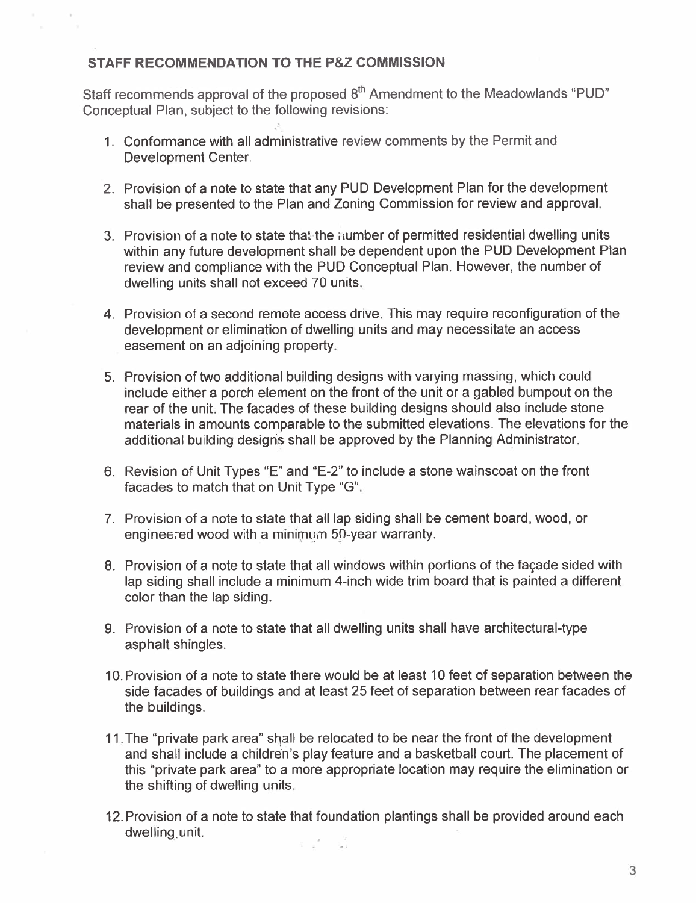## STAFF RECOMMENDATION TO THE P&Z COMMISSION

Staff recommends approval of the proposed 8th Amendment to the Meadowlands "PUD" Conceptual Plan, subject to the following revisions:

1. Conformance with all administrative review comments by the Permit and Development Center.

2. Provision of a note to state that any PUD Development Plan for the development shall be presented to the Plan and Zoning Commission for review and approval.

3. Provision of a note to state that the number of permitted residential dwelling units within any future development shall be dependent upon the PUD Development Plan review and compliance with the PUD Conceptual Plan. However, the number of dwelling units shall not exceed 70 units.

4. Provision of a second remote access drive. This may require reconfiguration of the development or elimination of dwelling units and may necessitate an access easement on an adjoining property.

5. Provision of two additional building designs with varying massing, which could include either a porch element on the front of the unit or a gabled bumpout on the rear of the unit. The facades of these building designs should also include stone materials in amounts comparable to the submitted elevations. The elevations for the additional building designs shall be approved by the Planning Administrator.

6. Revision of Unit Types "E" and "E-2" to include a stone wainscoat on the front facades to match that on Unit Type "G".

7. Provision of a note to state that all lap siding shall be cement board, wood, or engineered wood with a minimum 50-year warranty.

8. Provision of a note to state that all windows within portions of the façade sided with lap siding shall include a minimum 4-inch wide trim board that is painted a different color than the lap siding.

9. Provision of a note to state that all dwelling units shall have architectural-type asphalt shingles.

10. Provision of a note to state there would be at least 10 feet of separation between the side facades of buildings and at least 25 feet of separation between rear facades of the buildings.

11. The "private park area" shall be relocated to be near the front of the development and shall include a children's play feature and a basketball court. The placement of this "private park area" to a more appropriate location may require the elimination or the shifting of dwelling units.

12. Provision of a note to state that foundation plantings shall be provided around each dwelling unit.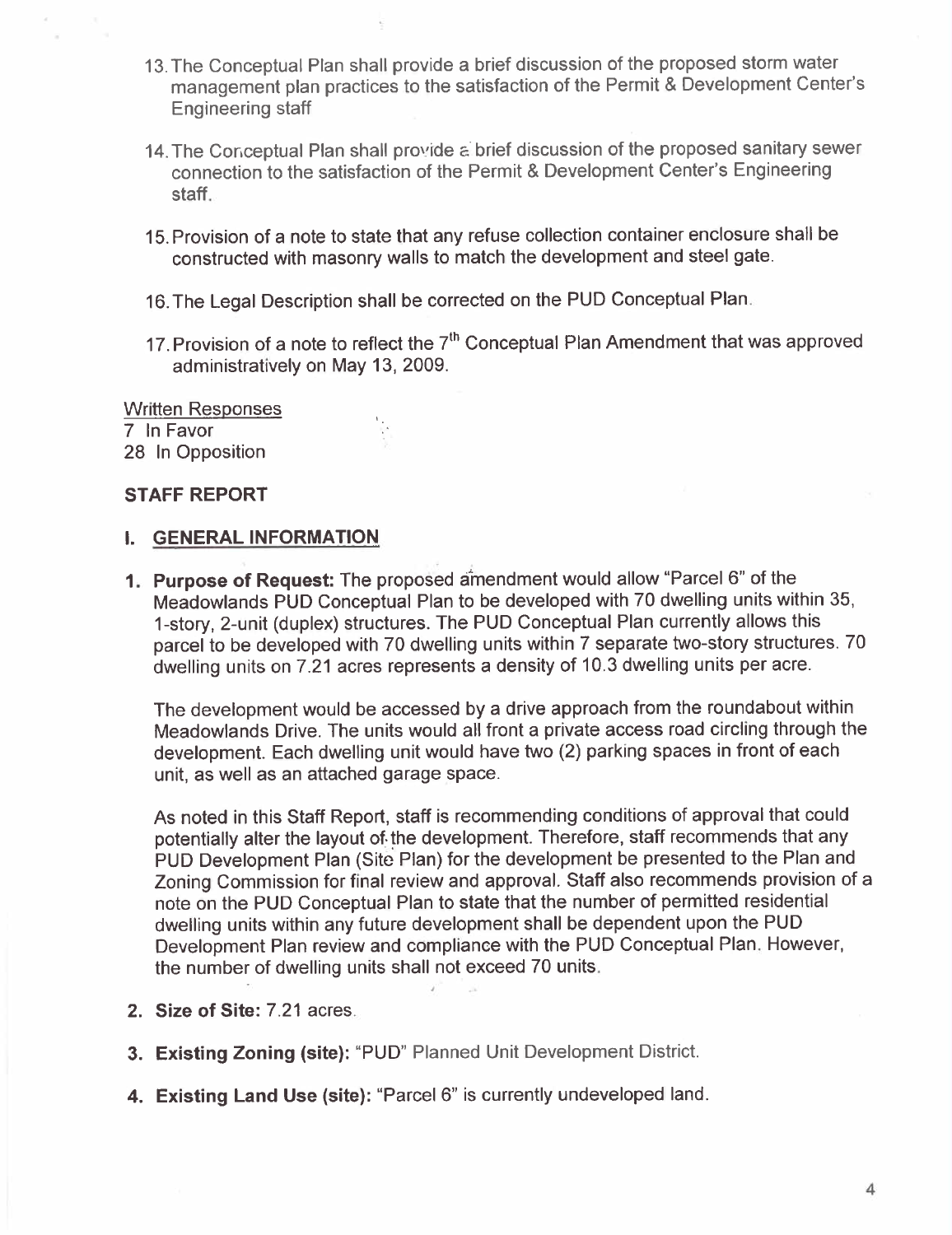13. The Conceptual Plan shall provide a brief discussion of the proposed storm water management plan practices to the satisfaction of the Permit & Development Center's Engineering staff

14. The Conceptual Plan shall provide a brief discussion of the proposed sanitary sewer connection to the satisfaction of the Permit & Development Center's Engineering staff.

15. Provision of a note to state that any refuse collection container enclosure shall be constructed with masonry walls to match the development and steel gate.

16. The Legal Description shall be corrected on the PUD Conceptual Plan.

17. Provision of a note to reflect the 7th Conceptual Plan Amendment that was approved administratively on May 13, 2009.

Written Responses
7 In Favor
28 In Opposition

**STAFF REPORT**

**I. GENERAL INFORMATION**

1. **Purpose of Request:** The proposed amendment would allow "Parcel 6" of the Meadowlands PUD Conceptual Plan to be developed with 70 dwelling units within 35, 1-story, 2-unit (duplex) structures. The PUD Conceptual Plan currently allows this parcel to be developed with 70 dwelling units within 7 separate two-story structures. 70 dwelling units on 7.21 acres represents a density of 10.3 dwelling units per acre.

   The development would be accessed by a drive approach from the roundabout within Meadowlands Drive. The units would all front a private access road circling through the development. Each dwelling unit would have two (2) parking spaces in front of each unit, as well as an attached garage space.

   As noted in this Staff Report, staff is recommending conditions of approval that could potentially alter the layout of the development. Therefore, staff recommends that any PUD Development Plan (Site Plan) for the development be presented to the Plan and Zoning Commission for final review and approval. Staff also recommends provision of a note on the PUD Conceptual Plan to state that the number of permitted residential dwelling units within any future development shall be dependent upon the PUD Development Plan review and compliance with the PUD Conceptual Plan. However, the number of dwelling units shall not exceed 70 units.

2. **Size of Site:** 7.21 acres.

3. **Existing Zoning (site):** "PUD" Planned Unit Development District.

4. **Existing Land Use (site):** "Parcel 6" is currently undeveloped land.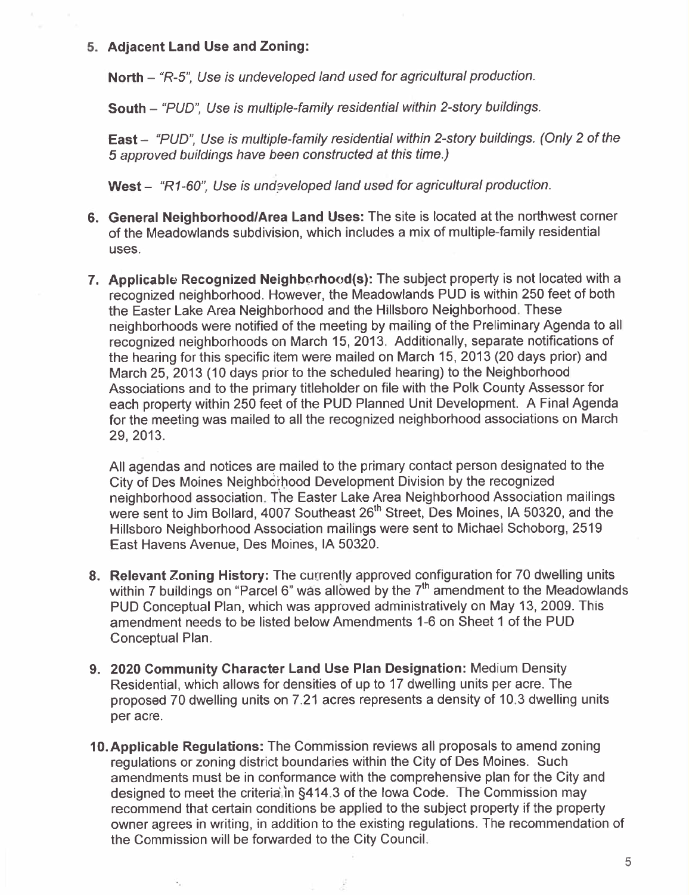5. **Adjacent Land Use and Zoning:**

   **North** – *"R-5", Use is undeveloped land used for agricultural production.*

   **South** – *"PUD", Use is multiple-family residential within 2-story buildings.*

   **East** – *"PUD", Use is multiple-family residential within 2-story buildings. (Only 2 of the 5 approved buildings have been constructed at this time.)*

   **West** – *"R1-60", Use is undeveloped land used for agricultural production.*

6. **General Neighborhood/Area Land Uses:** The site is located at the northwest corner of the Meadowlands subdivision, which includes a mix of multiple-family residential uses.

7. **Applicable Recognized Neighborhood(s):** The subject property is not located with a recognized neighborhood. However, the Meadowlands PUD is within 250 feet of both the Easter Lake Area Neighborhood and the Hillsboro Neighborhood. These neighborhoods were notified of the meeting by mailing of the Preliminary Agenda to all recognized neighborhoods on March 15, 2013. Additionally, separate notifications of the hearing for this specific item were mailed on March 15, 2013 (20 days prior) and March 25, 2013 (10 days prior to the scheduled hearing) to the Neighborhood Associations and to the primary titleholder on file with the Polk County Assessor for each property within 250 feet of the PUD Planned Unit Development. A Final Agenda for the meeting was mailed to all the recognized neighborhood associations on March 29, 2013.

   All agendas and notices are mailed to the primary contact person designated to the City of Des Moines Neighborhood Development Division by the recognized neighborhood association. The Easter Lake Area Neighborhood Association mailings were sent to Jim Bollard, 4007 Southeast 26th Street, Des Moines, IA 50320, and the Hillsboro Neighborhood Association mailings were sent to Michael Schoborg, 2519 East Havens Avenue, Des Moines, IA 50320.

8. **Relevant Zoning History:** The currently approved configuration for 70 dwelling units within 7 buildings on "Parcel 6" was allowed by the 7th amendment to the Meadowlands PUD Conceptual Plan, which was approved administratively on May 13, 2009. This amendment needs to be listed below Amendments 1-6 on Sheet 1 of the PUD Conceptual Plan.

9. **2020 Community Character Land Use Plan Designation:** Medium Density Residential, which allows for densities of up to 17 dwelling units per acre. The proposed 70 dwelling units on 7.21 acres represents a density of 10.3 dwelling units per acre.

10. **Applicable Regulations:** The Commission reviews all proposals to amend zoning regulations or zoning district boundaries within the City of Des Moines. Such amendments must be in conformance with the comprehensive plan for the City and designed to meet the criteria in §414.3 of the Iowa Code. The Commission may recommend that certain conditions be applied to the subject property if the property owner agrees in writing, in addition to the existing regulations. The recommendation of the Commission will be forwarded to the City Council.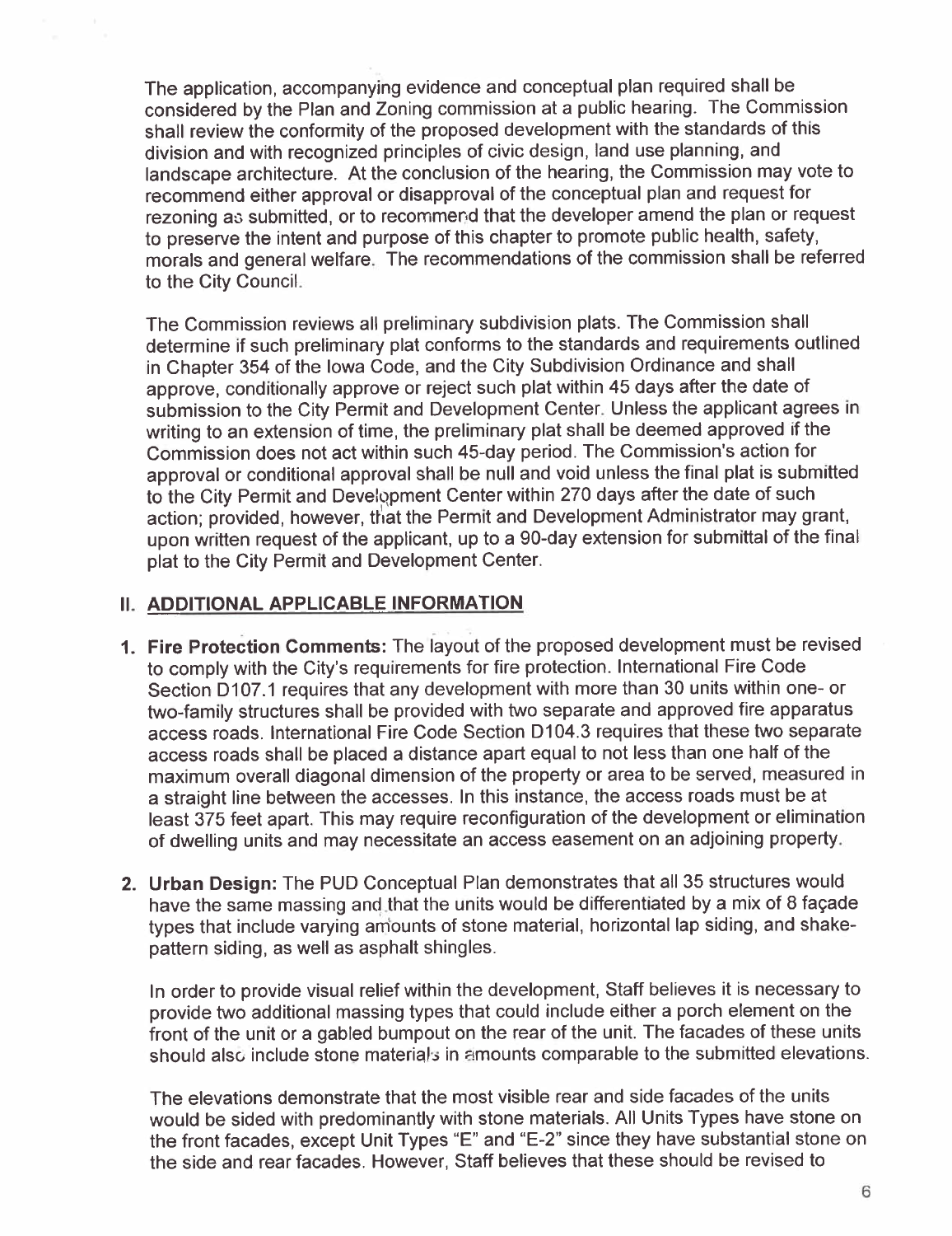The application, accompanying evidence and conceptual plan required shall be considered by the Plan and Zoning commission at a public hearing. The Commission shall review the conformity of the proposed development with the standards of this division and with recognized principles of civic design, land use planning, and landscape architecture. At the conclusion of the hearing, the Commission may vote to recommend either approval or disapproval of the conceptual plan and request for rezoning as submitted, or to recommend that the developer amend the plan or request to preserve the intent and purpose of this chapter to promote public health, safety, morals and general welfare. The recommendations of the commission shall be referred to the City Council.

The Commission reviews all preliminary subdivision plats. The Commission shall determine if such preliminary plat conforms to the standards and requirements outlined in Chapter 354 of the Iowa Code, and the City Subdivision Ordinance and shall approve, conditionally approve or reject such plat within 45 days after the date of submission to the City Permit and Development Center. Unless the applicant agrees in writing to an extension of time, the preliminary plat shall be deemed approved if the Commission does not act within such 45-day period. The Commission's action for approval or conditional approval shall be null and void unless the final plat is submitted to the City Permit and Development Center within 270 days after the date of such action; provided, however, that the Permit and Development Administrator may grant, upon written request of the applicant, up to a 90-day extension for submittal of the final plat to the City Permit and Development Center.

## II. ADDITIONAL APPLICABLE INFORMATION

1. **Fire Protection Comments:** The layout of the proposed development must be revised to comply with the City's requirements for fire protection. International Fire Code Section D107.1 requires that any development with more than 30 units within one- or two-family structures shall be provided with two separate and approved fire apparatus access roads. International Fire Code Section D104.3 requires that these two separate access roads shall be placed a distance apart equal to not less than one half of the maximum overall diagonal dimension of the property or area to be served, measured in a straight line between the accesses. In this instance, the access roads must be at least 375 feet apart. This may require reconfiguration of the development or elimination of dwelling units and may necessitate an access easement on an adjoining property.

2. **Urban Design:** The PUD Conceptual Plan demonstrates that all 35 structures would have the same massing and that the units would be differentiated by a mix of 8 façade types that include varying amounts of stone material, horizontal lap siding, and shake-pattern siding, as well as asphalt shingles.

   In order to provide visual relief within the development, Staff believes it is necessary to provide two additional massing types that could include either a porch element on the front of the unit or a gabled bumpout on the rear of the unit. The facades of these units should also include stone materials in amounts comparable to the submitted elevations.

   The elevations demonstrate that the most visible rear and side facades of the units would be sided with predominantly with stone materials. All Units Types have stone on the front facades, except Unit Types "E" and "E-2" since they have substantial stone on the side and rear facades. However, Staff believes that these should be revised to